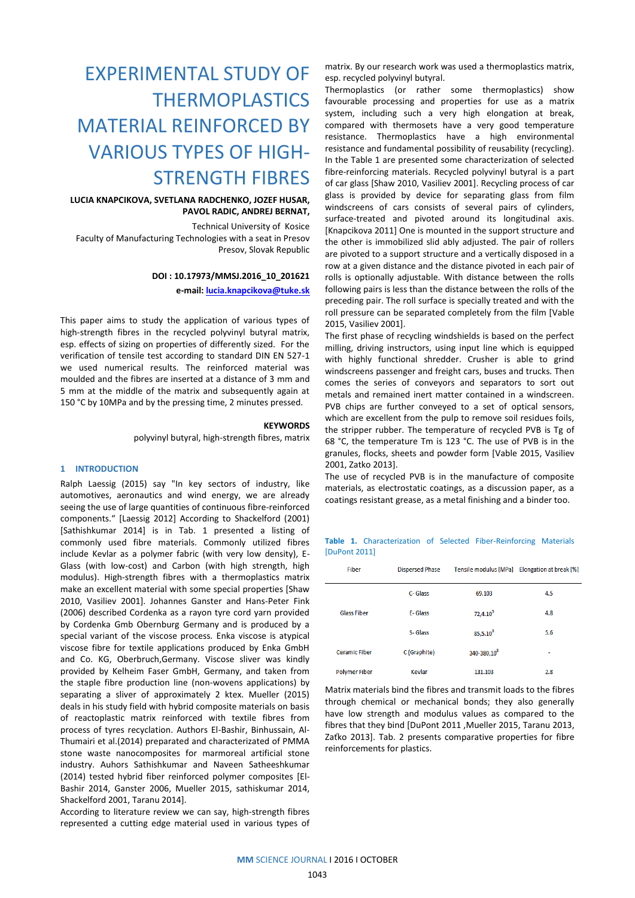# EXPERIMENTAL STUDY OF THERMOPLASTICS MATERIAL REINFORCED BY VARIOUS TYPES OF HIGH-STRENGTH FIBRES

**LUCIA KNAPCIKOVA, SVETLANA RADCHENKO, JOZEF HUSAR, PAVOL RADIC, ANDREJ BERNAT,**

Technical University of Kosice
Faculty of Manufacturing Technologies with a seat in Presov
Presov, Slovak Republic

**DOI : 10.17973/MMSJ.2016_10_201621**

**e-mail: lucia.knapcikova@tuke.sk**

This paper aims to study the application of various types of high-strength fibres in the recycled polyvinyl butyral matrix, esp. effects of sizing on properties of differently sized. For the verification of tensile test according to standard DIN EN 527-1 we used numerical results. The reinforced material was moulded and the fibres are inserted at a distance of 3 mm and 5 mm at the middle of the matrix and subsequently again at 150 °C by 10MPa and by the pressing time, 2 minutes pressed.

**KEYWORDS**

polyvinyl butyral, high-strength fibres, matrix

## 1 INTRODUCTION

Ralph Laessig (2015) say "In key sectors of industry, like automotives, aeronautics and wind energy, we are already seeing the use of large quantities of continuous fibre-reinforced components." [Laessig 2012] According to Shackelford (2001) [Sathishkumar 2014] is in Tab. 1 presented a listing of commonly used fibre materials. Commonly utilized fibres include Kevlar as a polymer fabric (with very low density), E-Glass (with low-cost) and Carbon (with high strength, high modulus). High-strength fibres with a thermoplastics matrix make an excellent material with some special properties [Shaw 2010, Vasiliev 2001]. Johannes Ganster and Hans-Peter Fink (2006) described Cordenka as a rayon tyre cord yarn provided by Cordenka Gmb Obernburg Germany and is produced by a special variant of the viscose process. Enka viscose is atypical viscose fibre for textile applications produced by Enka GmbH and Co. KG, Oberbruch,Germany. Viscose sliver was kindly provided by Kelheim Faser GmbH, Germany, and taken from the staple fibre production line (non-wovens applications) by separating a sliver of approximately 2 ktex. Mueller (2015) deals in his study field with hybrid composite materials on basis of reactoplastic matrix reinforced with textile fibres from process of tyres recyclation. Authors El-Bashir, Binhussain, Al-Thumairi et al.(2014) preparated and characterized of PMMA stone waste nanocomposites for marmoreal artificial stone industry. Auhors Sathishkumar and Naveen Satheeshkumar (2014) tested hybrid fiber reinforced polymer composites [El-Bashir 2014, Ganster 2006, Mueller 2015, sathiskumar 2014, Shackelford 2001, Taranu 2014].

According to literature review we can say, high-strength fibres represented a cutting edge material used in various types of matrix. By our research work was used a thermoplastics matrix, esp. recycled polyvinyl butyral.

Thermoplastics (or rather some thermoplastics) show favourable processing and properties for use as a matrix system, including such a very high elongation at break, compared with thermosets have a very good temperature resistance. Thermoplastics have a high environmental resistance and fundamental possibility of reusability (recycling). In the Table 1 are presented some characterization of selected fibre-reinforcing materials. Recycled polyvinyl butyral is a part of car glass [Shaw 2010, Vasiliev 2001]. Recycling process of car glass is provided by device for separating glass from film windscreens of cars consists of several pairs of cylinders, surface-treated and pivoted around its longitudinal axis. [Knapcikova 2011] One is mounted in the support structure and the other is immobilized slid ably adjusted. The pair of rollers are pivoted to a support structure and a vertically disposed in a row at a given distance and the distance pivoted in each pair of rolls is optionally adjustable. With distance between the rolls following pairs is less than the distance between the rolls of the preceding pair. The roll surface is specially treated and with the roll pressure can be separated completely from the film [Vable 2015, Vasiliev 2001].

The first phase of recycling windshields is based on the perfect milling, driving instructors, using input line which is equipped with highly functional shredder. Crusher is able to grind windscreens passenger and freight cars, buses and trucks. Then comes the series of conveyors and separators to sort out metals and remained inert matter contained in a windscreen. PVB chips are further conveyed to a set of optical sensors, which are excellent from the pulp to remove soil residues foils, the stripper rubber. The temperature of recycled PVB is Tg of 68 °C, the temperature Tm is 123 °C. The use of PVB is in the granules, flocks, sheets and powder form [Vable 2015, Vasiliev 2001, Zatko 2013].

The use of recycled PVB is in the manufacture of composite materials, as electrostatic coatings, as a discussion paper, as a coatings resistant grease, as a metal finishing and a binder too.

**Table 1.** Characterization of Selected Fiber-Reinforcing Materials [DuPont 2011]

| Fiber | Dispersed Phase | Tensile modulus [MPa] | Elongation at break [%] |
|---|---|---|---|
| Glass Fiber | C- Glass | 69.103 | 4.5 |
| | E- Glass | $72,4.10^3$ | 4.8 |
| | S- Glass | $85,5.10^3$ | 5.6 |
| Ceramic Fiber | C (Graphite) | $340\text{-}380,10^3$ | - |
| Polymer Fiber | Kevlar | 131.103 | 2.8 |

Matrix materials bind the fibres and transmit loads to the fibres through chemical or mechanical bonds; they also generally have low strength and modulus values as compared to the fibres that they bind [DuPont 2011 ,Mueller 2015, Taranu 2013, Zaťko 2013]. Tab. 2 presents comparative properties for fibre reinforcements for plastics.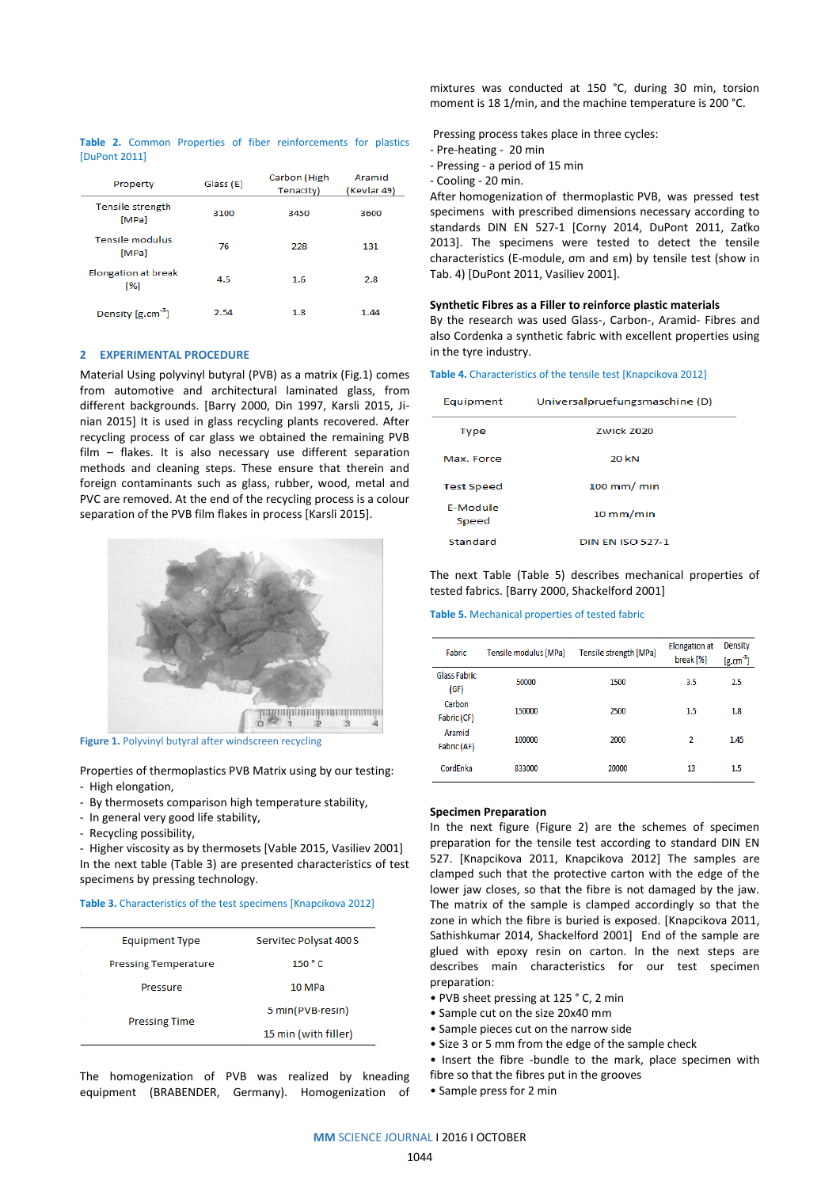Table 2. Common Properties of fiber reinforcements for plastics [DuPont 2011]

| Property | Glass (E) | Carbon (High Tenacity) | Aramid (Kevlar 49) |
|---|---|---|---|
| Tensile strength [MPa] | 3100 | 3450 | 3600 |
| Tensile modulus [MPa] | 76 | 228 | 131 |
| Elongation at break [%] | 4.5 | 1.6 | 2.8 |
| Density [g.cm$^{-3}$] | 2.54 | 1.8 | 1.44 |

## 2 EXPERIMENTAL PROCEDURE

Material Using polyvinyl butyral (PVB) as a matrix (Fig.1) comes from automotive and architectural laminated glass, from different backgrounds. [Barry 2000, Din 1997, Karsli 2015, Jinian 2015] It is used in glass recycling plants recovered. After recycling process of car glass we obtained the remaining PVB film – flakes. It is also necessary use different separation methods and cleaning steps. These ensure that therein and foreign contaminants such as glass, rubber, wood, metal and PVC are removed. At the end of the recycling process is a colour separation of the PVB film flakes in process [Karsli 2015].

Figure 1. Polyvinyl butyral after windscreen recycling

Properties of thermoplastics PVB Matrix using by our testing:

- High elongation,
- By thermosets comparison high temperature stability,
- In general very good life stability,
- Recycling possibility,
- Higher viscosity as by thermosets [Vable 2015, Vasiliev 2001]

In the next table (Table 3) are presented characteristics of test specimens by pressing technology.

Table 3. Characteristics of the test specimens [Knapcikova 2012]

| Equipment Type | Servitec Polysat 400 S |
|---|---|
| Pressing Temperature | 150 ° C |
| Pressure | 10 MPa |
| Pressing Time | 5 min(PVB-resin) |
| | 15 min (with filler) |

The homogenization of PVB was realized by kneading equipment (BRABENDER, Germany). Homogenization of mixtures was conducted at 150 °C, during 30 min, torsion moment is 18 1/min, and the machine temperature is 200 °C.

Pressing process takes place in three cycles:

- Pre-heating - 20 min
- Pressing - a period of 15 min
- Cooling - 20 min.

After homogenization of thermoplastic PVB, was pressed test specimens with prescribed dimensions necessary according to standards DIN EN 527-1 [Corny 2014, DuPont 2011, Zaťko 2013]. The specimens were tested to detect the tensile characteristics (E-module, σm and εm) by tensile test (show in Tab. 4) [DuPont 2011, Vasiliev 2001].

### Synthetic Fibres as a Filler to reinforce plastic materials

By the research was used Glass-, Carbon-, Aramid- Fibres and also Cordenka a synthetic fabric with excellent properties using in the tyre industry.

Table 4. Characteristics of the tensile test [Knapcikova 2012]

| Equipment | Universalpruefungsmaschine (D) |
|---|---|
| Type | Zwick Z020 |
| Max. Force | 20 kN |
| Test Speed | 100 mm/ min |
| E-Module Speed | 10 mm/min |
| Standard | DIN EN ISO 527-1 |

The next Table (Table 5) describes mechanical properties of tested fabrics. [Barry 2000, Shackelford 2001]

Table 5. Mechanical properties of tested fabric

| Fabric | Tensile modulus [MPa] | Tensile strength [MPa] | Elongation at break [%] | Density [g.cm$^{-3}$] |
|---|---|---|---|---|
| Glass Fabric (GF) | 50000 | 1500 | 3.5 | 2.5 |
| Carbon Fabric (CF) | 150000 | 2500 | 1.5 | 1.8 |
| Aramid Fabric (AF) | 100000 | 2000 | 2 | 1.45 |
| CordEnka | 833000 | 20000 | 13 | 1.5 |

### Specimen Preparation

In the next figure (Figure 2) are the schemes of specimen preparation for the tensile test according to standard DIN EN 527. [Knapcikova 2011, Knapcikova 2012] The samples are clamped such that the protective carton with the edge of the lower jaw closes, so that the fibre is not damaged by the jaw. The matrix of the sample is clamped accordingly so that the zone in which the fibre is buried is exposed. [Knapcikova 2011, Sathishkumar 2014, Shackelford 2001] End of the sample are glued with epoxy resin on carton. In the next steps are describes main characteristics for our test specimen preparation:

- PVB sheet pressing at 125 ° C, 2 min
- Sample cut on the size 20x40 mm
- Sample pieces cut on the narrow side
- Size 3 or 5 mm from the edge of the sample check
- Insert the fibre -bundle to the mark, place specimen with fibre so that the fibres put in the grooves
- Sample press for 2 min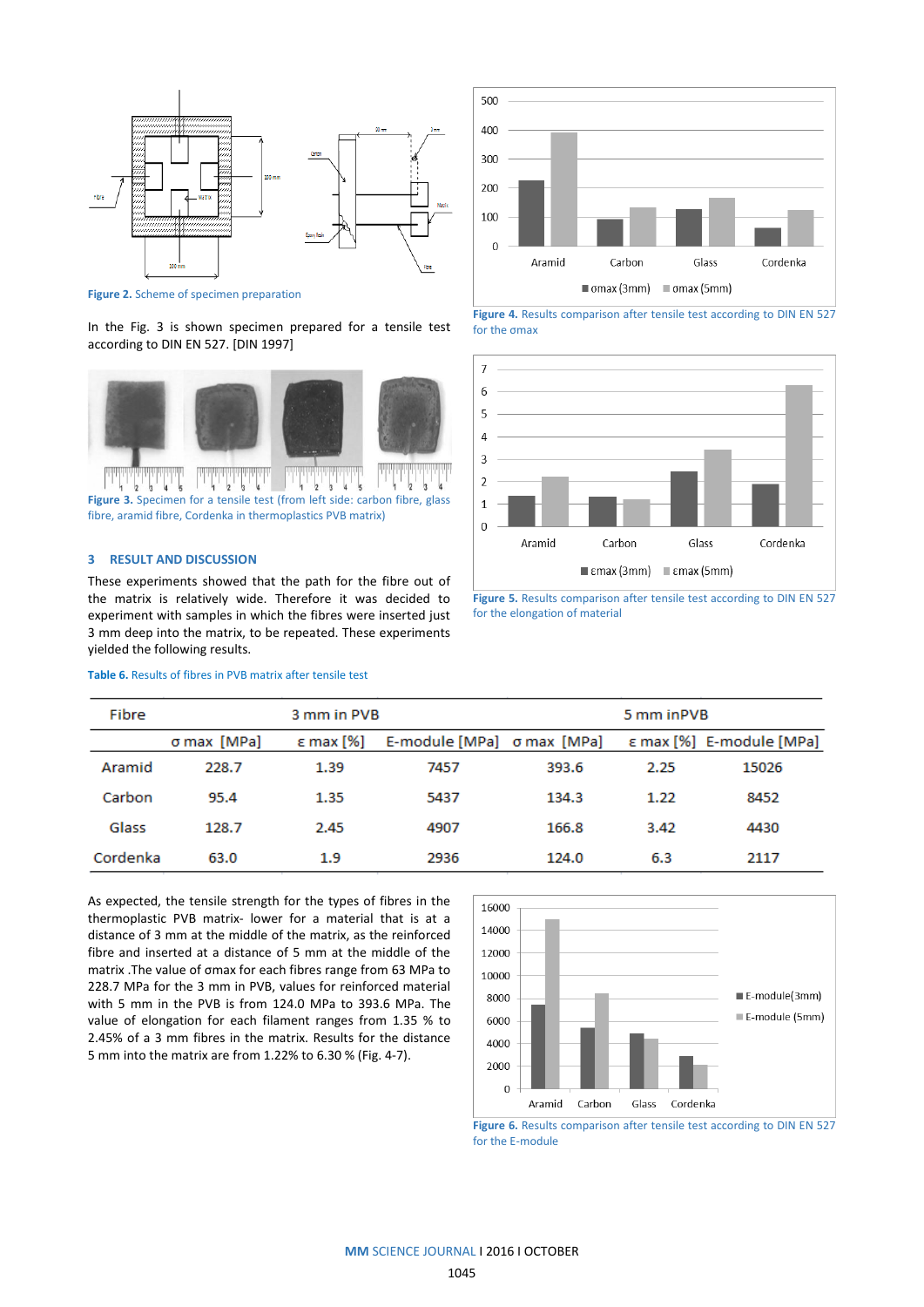Figure 2. Scheme of specimen preparation

In the Fig. 3 is shown specimen prepared for a tensile test according to DIN EN 527. [DIN 1997]

Figure 3. Specimen for a tensile test (from left side: carbon fibre, glass fibre, aramid fibre, Cordenka in thermoplastics PVB matrix)

## 3 RESULT AND DISCUSSION

These experiments showed that the path for the fibre out of the matrix is relatively wide. Therefore it was decided to experiment with samples in which the fibres were inserted just 3 mm deep into the matrix, to be repeated. These experiments yielded the following results.

Figure 4. Results comparison after tensile test according to DIN EN 527 for the σmax

Figure 5. Results comparison after tensile test according to DIN EN 527 for the elongation of material

Table 6. Results of fibres in PVB matrix after tensile test

| Fibre | 3 mm in PVB | | | 5 mm inPVB | | |
|---|---|---|---|---|---|---|
| | σ max [MPa] | ε max [%] | E-module [MPa] | σ max [MPa] | ε max [%] | E-module [MPa] |
| Aramid | 228.7 | 1.39 | 7457 | 393.6 | 2.25 | 15026 |
| Carbon | 95.4 | 1.35 | 5437 | 134.3 | 1.22 | 8452 |
| Glass | 128.7 | 2.45 | 4907 | 166.8 | 3.42 | 4430 |
| Cordenka | 63.0 | 1.9 | 2936 | 124.0 | 6.3 | 2117 |

As expected, the tensile strength for the types of fibres in the thermoplastic PVB matrix- lower for a material that is at a distance of 3 mm at the middle of the matrix, as the reinforced fibre and inserted at a distance of 5 mm at the middle of the matrix .The value of σmax for each fibres range from 63 MPa to 228.7 MPa for the 3 mm in PVB, values for reinforced material with 5 mm in the PVB is from 124.0 MPa to 393.6 MPa. The value of elongation for each filament ranges from 1.35 % to 2.45% of a 3 mm fibres in the matrix. Results for the distance 5 mm into the matrix are from 1.22% to 6.30 % (Fig. 4-7).

Figure 6. Results comparison after tensile test according to DIN EN 527 for the E-module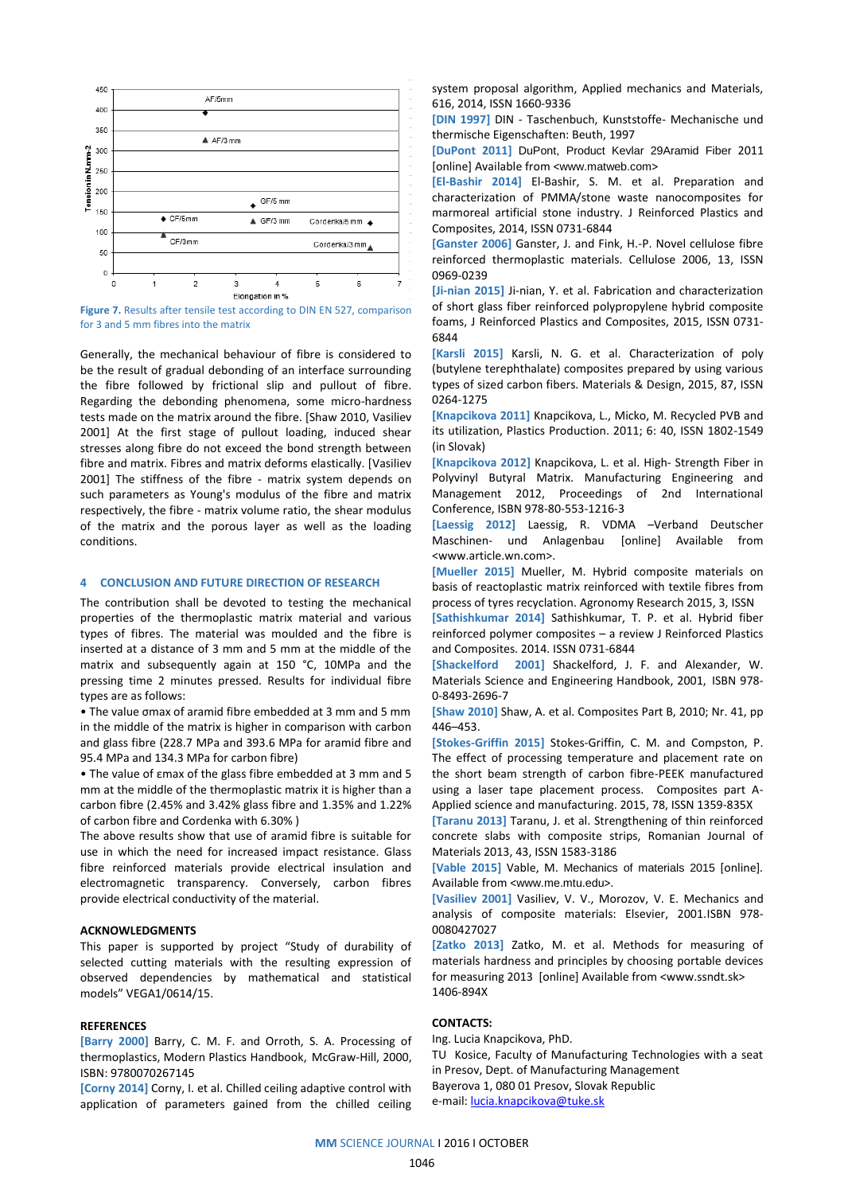450
400
350
300
250
200
150
100
50
0

0 1 2 3 4 5 6 7

Tension in N.mm-2

Elongation in %

AF/5mm
AF/3 mm
GF/5 mm
CF/5mm
GF/3 mm
Cordenka/5 mm
CF/3mm
Cordenka/3 mm

**Figure 7.** Results after tensile test according to DIN EN 527, comparison for 3 and 5 mm fibres into the matrix

Generally, the mechanical behaviour of fibre is considered to be the result of gradual debonding of an interface surrounding the fibre followed by frictional slip and pullout of fibre. Regarding the debonding phenomena, some micro-hardness tests made on the matrix around the fibre. [Shaw 2010, Vasiliev 2001] At the first stage of pullout loading, induced shear stresses along fibre do not exceed the bond strength between fibre and matrix. Fibres and matrix deforms elastically. [Vasiliev 2001] The stiffness of the fibre - matrix system depends on such parameters as Young's modulus of the fibre and matrix respectively, the fibre - matrix volume ratio, the shear modulus of the matrix and the porous layer as well as the loading conditions.

## 4 CONCLUSION AND FUTURE DIRECTION OF RESEARCH

The contribution shall be devoted to testing the mechanical properties of the thermoplastic matrix material and various types of fibres. The material was moulded and the fibre is inserted at a distance of 3 mm and 5 mm at the middle of the matrix and subsequently again at 150 °C, 10MPa and the pressing time 2 minutes pressed. Results for individual fibre types are as follows:

• The value $\sigma$max of aramid fibre embedded at 3 mm and 5 mm in the middle of the matrix is higher in comparison with carbon and glass fibre (228.7 MPa and 393.6 MPa for aramid fibre and 95.4 MPa and 134.3 MPa for carbon fibre)

• The value of $\varepsilon$max of the glass fibre embedded at 3 mm and 5 mm at the middle of the thermoplastic matrix it is higher than a carbon fibre (2.45% and 3.42% glass fibre and 1.35% and 1.22% of carbon fibre and Cordenka with 6.30% )

The above results show that use of aramid fibre is suitable for use in which the need for increased impact resistance. Glass fibre reinforced materials provide electrical insulation and electromagnetic transparency. Conversely, carbon fibres provide electrical conductivity of the material.

### ACKNOWLEDGMENTS

This paper is supported by project "Study of durability of selected cutting materials with the resulting expression of observed dependencies by mathematical and statistical models" VEGA1/0614/15.

### REFERENCES

[Barry 2000] Barry, C. M. F. and Orroth, S. A. Processing of thermoplastics, Modern Plastics Handbook, McGraw-Hill, 2000, ISBN: 9780070267145

[Corny 2014] Corny, I. et al. Chilled ceiling adaptive control with application of parameters gained from the chilled ceiling system proposal algorithm, Applied mechanics and Materials, 616, 2014, ISSN 1660-9336

[DIN 1997] DIN - Taschenbuch, Kunststoffe- Mechanische und thermische Eigenschaften: Beuth, 1997

[DuPont 2011] DuPont, Product Kevlar 29Aramid Fiber 2011 [online] Available from <www.matweb.com>

[El-Bashir 2014] El-Bashir, S. M. et al. Preparation and characterization of PMMA/stone waste nanocomposites for marmoreal artificial stone industry. J Reinforced Plastics and Composites, 2014, ISSN 0731-6844

[Ganster 2006] Ganster, J. and Fink, H.-P. Novel cellulose fibre reinforced thermoplastic materials. Cellulose 2006, 13, ISSN 0969-0239

[Ji-nian 2015] Ji-nian, Y. et al. Fabrication and characterization of short glass fiber reinforced polypropylene hybrid composite foams, J Reinforced Plastics and Composites, 2015, ISSN 0731-6844

[Karsli 2015] Karsli, N. G. et al. Characterization of poly (butylene terephthalate) composites prepared by using various types of sized carbon fibers. Materials & Design, 2015, 87, ISSN 0264-1275

[Knapcikova 2011] Knapcikova, L., Micko, M. Recycled PVB and its utilization, Plastics Production. 2011; 6: 40, ISSN 1802-1549 (in Slovak)

[Knapcikova 2012] Knapcikova, L. et al. High- Strength Fiber in Polyvinyl Butyral Matrix. Manufacturing Engineering and Management 2012, Proceedings of 2nd International Conference, ISBN 978-80-553-1216-3

[Laessig 2012] Laessig, R. VDMA –Verband Deutscher Maschinen- und Anlagenbau [online] Available from <www.article.wn.com>.

[Mueller 2015] Mueller, M. Hybrid composite materials on basis of reactoplastic matrix reinforced with textile fibres from process of tyres recyclation. Agronomy Research 2015, 3, ISSN

[Sathishkumar 2014] Sathishkumar, T. P. et al. Hybrid fiber reinforced polymer composites – a review J Reinforced Plastics and Composites. 2014. ISSN 0731-6844

[Shackelford 2001] Shackelford, J. F. and Alexander, W. Materials Science and Engineering Handbook, 2001, ISBN 978-0-8493-2696-7

[Shaw 2010] Shaw, A. et al. Composites Part B, 2010; Nr. 41, pp 446–453.

[Stokes-Griffin 2015] Stokes-Griffin, C. M. and Compston, P. The effect of processing temperature and placement rate on the short beam strength of carbon fibre-PEEK manufactured using a laser tape placement process. Composites part A- Applied science and manufacturing. 2015, 78, ISSN 1359-835X

[Taranu 2013] Taranu, J. et al. Strengthening of thin reinforced concrete slabs with composite strips, Romanian Journal of Materials 2013, 43, ISSN 1583-3186

[Vable 2015] Vable, M. Mechanics of materials 2015 [online]. Available from <www.me.mtu.edu>.

[Vasiliev 2001] Vasiliev, V. V., Morozov, V. E. Mechanics and analysis of composite materials: Elsevier, 2001.ISBN 978-0080427027

[Zatko 2013] Zatko, M. et al. Methods for measuring of materials hardness and principles by choosing portable devices for measuring 2013 [online] Available from <www.ssndt.sk> 1406-894X

### CONTACTS:

Ing. Lucia Knapcikova, PhD.
TU Kosice, Faculty of Manufacturing Technologies with a seat in Presov, Dept. of Manufacturing Management
Bayerova 1, 080 01 Presov, Slovak Republic
e-mail: lucia.knapcikova@tuke.sk